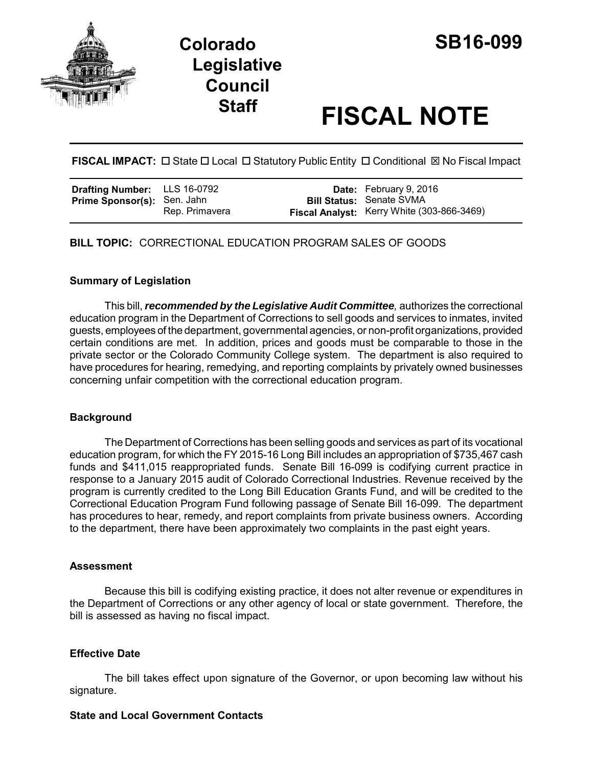# Colorado Legislative Council Staff

# SB16-099

# FISCAL NOTE

**FISCAL IMPACT:** ☐ State ☐ Local ☐ Statutory Public Entity ☐ Conditional ☒ No Fiscal Impact

| | | | |
|---|---|---|---|
| **Drafting Number:** | LLS 16-0792 | **Date:** | February 9, 2016 |
| **Prime Sponsor(s):** | Sen. Jahn<br>Rep. Primavera | **Bill Status:** | Senate SVMA |
| | | **Fiscal Analyst:** | Kerry White (303-866-3469) |

**BILL TOPIC:** CORRECTIONAL EDUCATION PROGRAM SALES OF GOODS

### Summary of Legislation

This bill, ***recommended by the Legislative Audit Committee****,* authorizes the correctional education program in the Department of Corrections to sell goods and services to inmates, invited guests, employees of the department, governmental agencies, or non-profit organizations, provided certain conditions are met. In addition, prices and goods must be comparable to those in the private sector or the Colorado Community College system. The department is also required to have procedures for hearing, remedying, and reporting complaints by privately owned businesses concerning unfair competition with the correctional education program.

### Background

The Department of Corrections has been selling goods and services as part of its vocational education program, for which the FY 2015-16 Long Bill includes an appropriation of $735,467 cash funds and $411,015 reappropriated funds. Senate Bill 16-099 is codifying current practice in response to a January 2015 audit of Colorado Correctional Industries. Revenue received by the program is currently credited to the Long Bill Education Grants Fund, and will be credited to the Correctional Education Program Fund following passage of Senate Bill 16-099. The department has procedures to hear, remedy, and report complaints from private business owners. According to the department, there have been approximately two complaints in the past eight years.

### Assessment

Because this bill is codifying existing practice, it does not alter revenue or expenditures in the Department of Corrections or any other agency of local or state government. Therefore, the bill is assessed as having no fiscal impact.

### Effective Date

The bill takes effect upon signature of the Governor, or upon becoming law without his signature.

### State and Local Government Contacts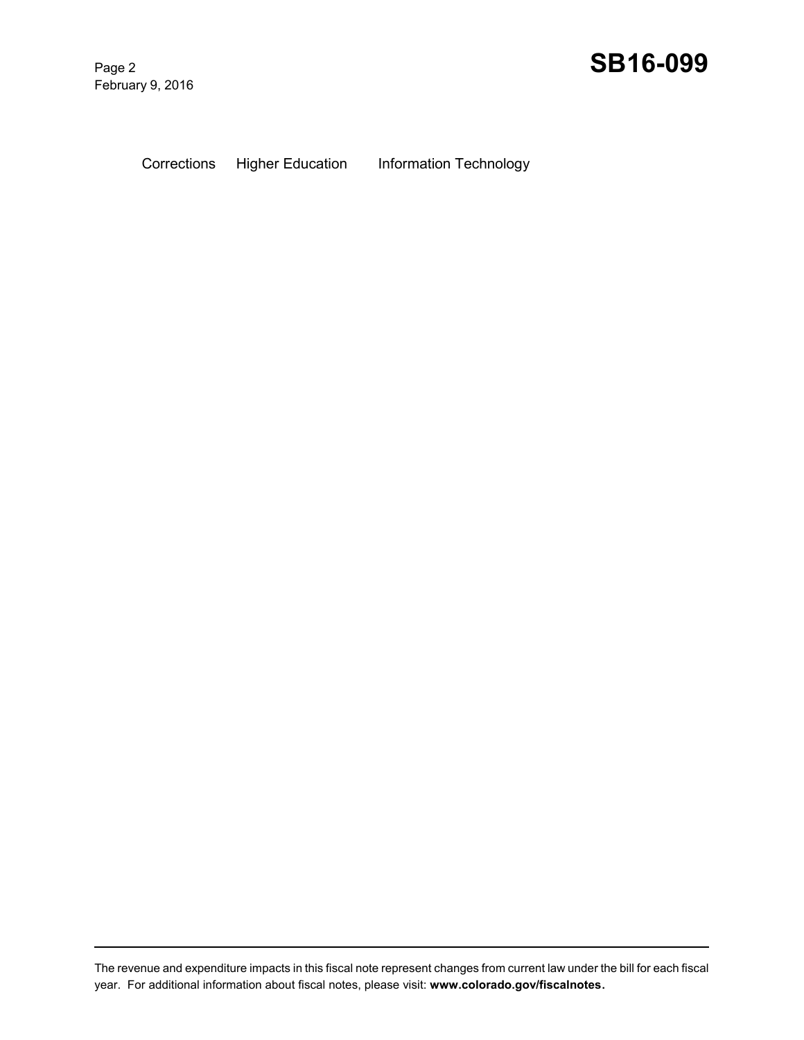Corrections     Higher Education     Information Technology

The revenue and expenditure impacts in this fiscal note represent changes from current law under the bill for each fiscal year. For additional information about fiscal notes, please visit: **www.colorado.gov/fiscalnotes.**